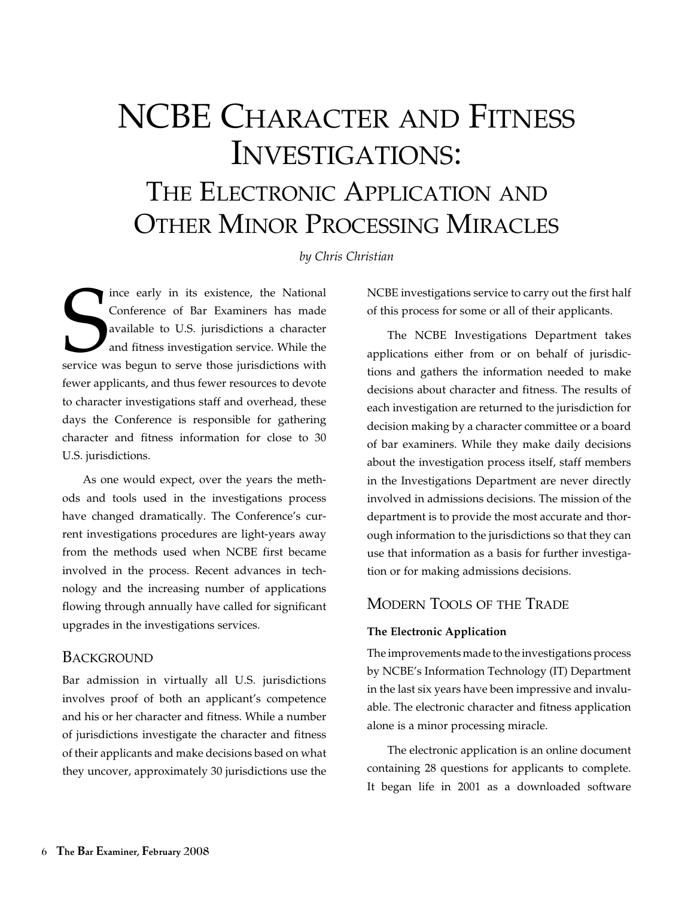# NCBE Character and Fitness Investigations:

## The Electronic Application and Other Minor Processing Miracles

*by Chris Christian*

Since early in its existence, the National Conference of Bar Examiners has made available to U.S. jurisdictions a character and fitness investigation service. While the service was begun to serve those jurisdictions with fewer applicants, and thus fewer resources to devote to character investigations staff and overhead, these days the Conference is responsible for gathering character and fitness information for close to 30 U.S. jurisdictions.

As one would expect, over the years the methods and tools used in the investigations process have changed dramatically. The Conference's current investigations procedures are light-years away from the methods used when NCBE first became involved in the process. Recent advances in technology and the increasing number of applications flowing through annually have called for significant upgrades in the investigations services.

## Background

Bar admission in virtually all U.S. jurisdictions involves proof of both an applicant's competence and his or her character and fitness. While a number of jurisdictions investigate the character and fitness of their applicants and make decisions based on what they uncover, approximately 30 jurisdictions use the NCBE investigations service to carry out the first half of this process for some or all of their applicants.

The NCBE Investigations Department takes applications either from or on behalf of jurisdictions and gathers the information needed to make decisions about character and fitness. The results of each investigation are returned to the jurisdiction for decision making by a character committee or a board of bar examiners. While they make daily decisions about the investigation process itself, staff members in the Investigations Department are never directly involved in admissions decisions. The mission of the department is to provide the most accurate and thorough information to the jurisdictions so that they can use that information as a basis for further investigation or for making admissions decisions.

## Modern Tools of the Trade

### The Electronic Application

The improvements made to the investigations process by NCBE's Information Technology (IT) Department in the last six years have been impressive and invaluable. The electronic character and fitness application alone is a minor processing miracle.

The electronic application is an online document containing 28 questions for applicants to complete. It began life in 2001 as a downloaded software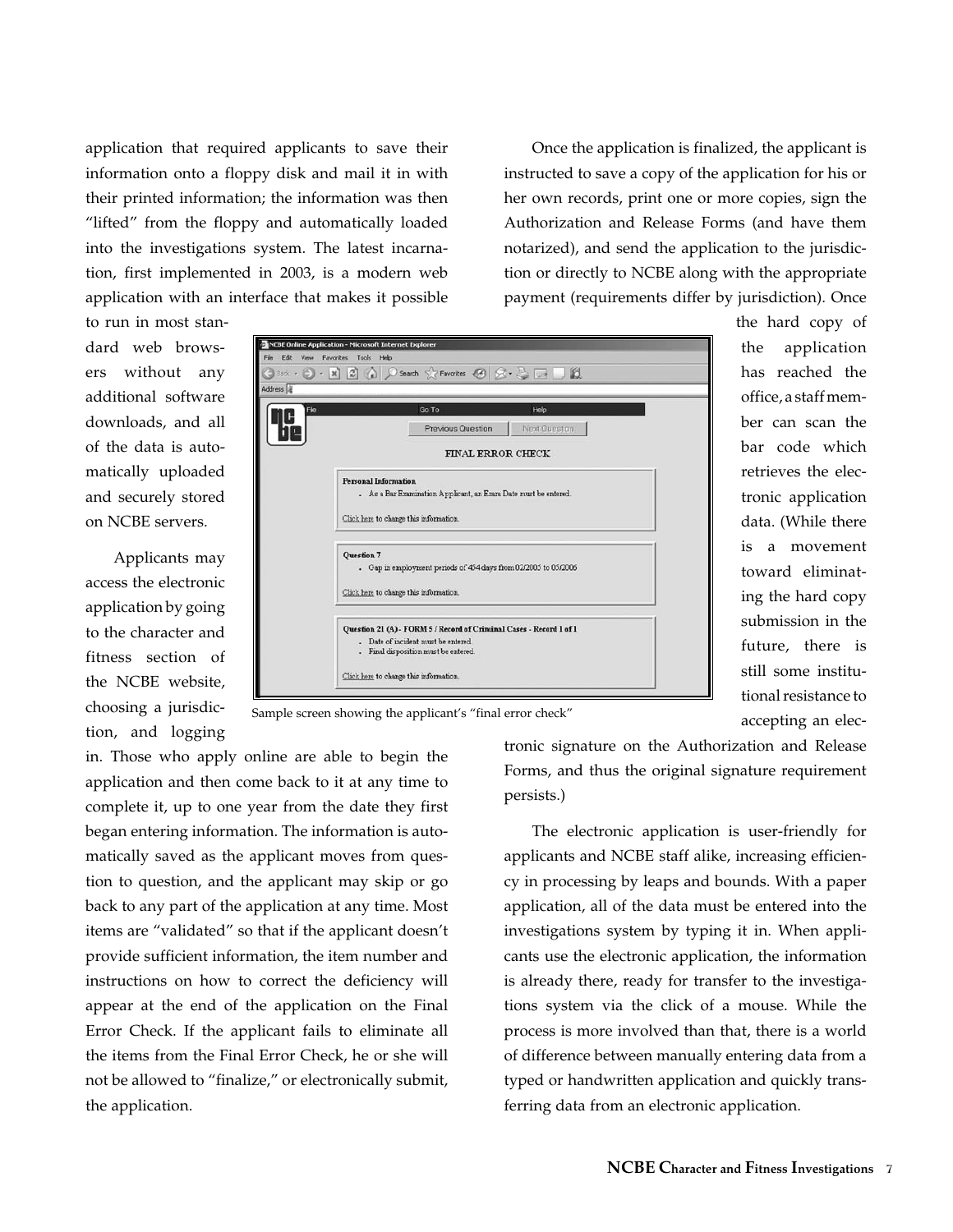application that required applicants to save their information onto a floppy disk and mail it in with their printed information; the information was then "lifted" from the floppy and automatically loaded into the investigations system. The latest incarnation, first implemented in 2003, is a modern web application with an interface that makes it possible to run in most standard web browsers without any additional software downloads, and all of the data is automatically uploaded and securely stored on NCBE servers.

Applicants may access the electronic application by going to the character and fitness section of the NCBE website, choosing a jurisdiction, and logging in. Those who apply online are able to begin the application and then come back to it at any time to complete it, up to one year from the date they first began entering information. The information is automatically saved as the applicant moves from question to question, and the applicant may skip or go back to any part of the application at any time. Most items are "validated" so that if the applicant doesn't provide sufficient information, the item number and instructions on how to correct the deficiency will appear at the end of the application on the Final Error Check. If the applicant fails to eliminate all the items from the Final Error Check, he or she will not be allowed to "finalize," or electronically submit, the application.

Sample screen showing the applicant's "final error check"

Once the application is finalized, the applicant is instructed to save a copy of the application for his or her own records, print one or more copies, sign the Authorization and Release Forms (and have them notarized), and send the application to the jurisdiction or directly to NCBE along with the appropriate payment (requirements differ by jurisdiction). Once the hard copy of the application has reached the office, a staff member can scan the bar code which retrieves the electronic application data. (While there is a movement toward eliminating the hard copy submission in the future, there is still some institutional resistance to accepting an electronic signature on the Authorization and Release Forms, and thus the original signature requirement persists.)

The electronic application is user-friendly for applicants and NCBE staff alike, increasing efficiency in processing by leaps and bounds. With a paper application, all of the data must be entered into the investigations system by typing it in. When applicants use the electronic application, the information is already there, ready for transfer to the investigations system via the click of a mouse. While the process is more involved than that, there is a world of difference between manually entering data from a typed or handwritten application and quickly transferring data from an electronic application.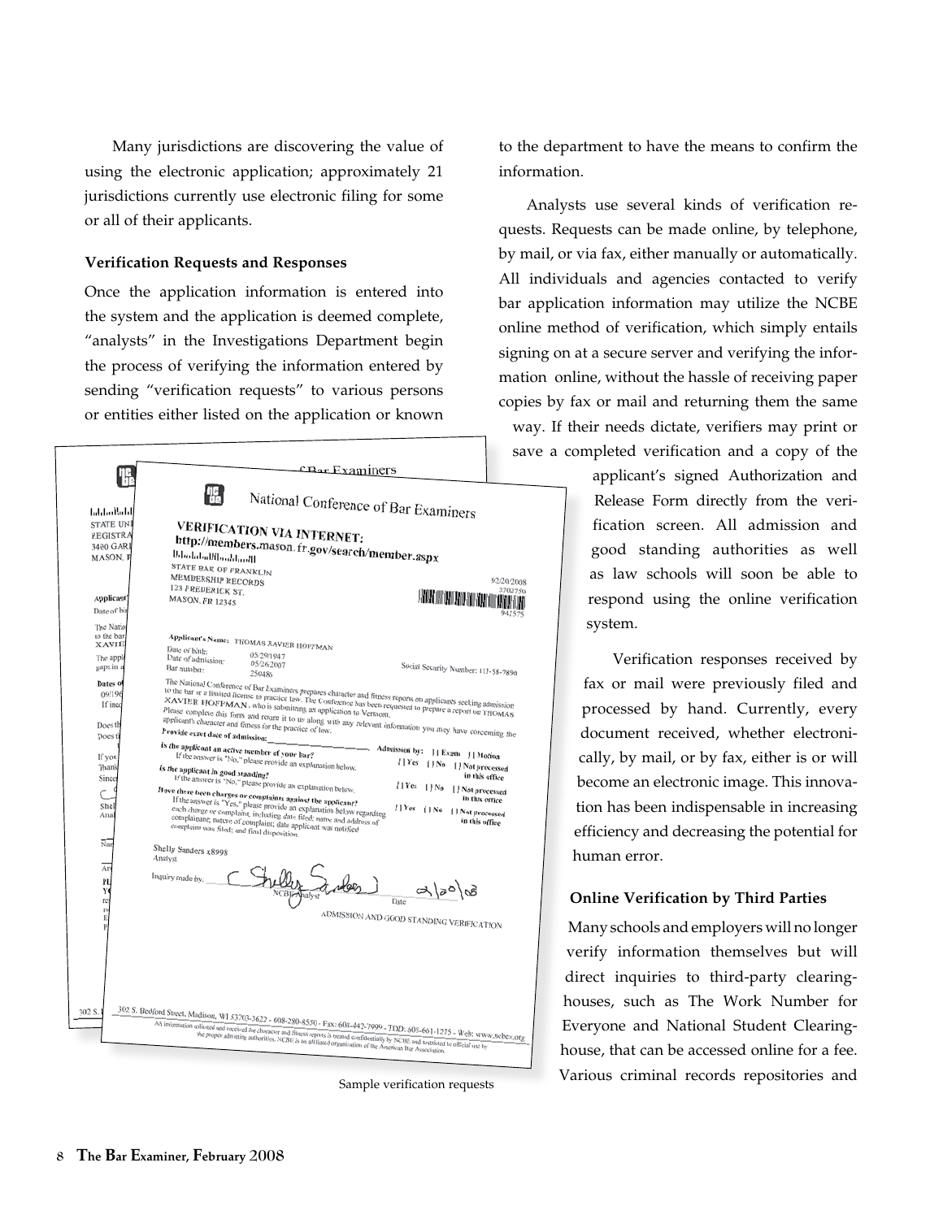Many jurisdictions are discovering the value of using the electronic application; approximately 21 jurisdictions currently use electronic filing for some or all of their applicants.

**Verification Requests and Responses**

Once the application information is entered into the system and the application is deemed complete, "analysts" in the Investigations Department begin the process of verifying the information entered by sending "verification requests" to various persons or entities either listed on the application or known to the department to have the means to confirm the information.

Analysts use several kinds of verification requests. Requests can be made online, by telephone, by mail, or via fax, either manually or automatically. All individuals and agencies contacted to verify bar application information may utilize the NCBE online method of verification, which simply entails signing on at a secure server and verifying the information online, without the hassle of receiving paper copies by fax or mail and returning them the same way. If their needs dictate, verifiers may print or save a completed verification and a copy of the applicant's signed Authorization and Release Form directly from the verification screen. All admission and good standing authorities as well as law schools will soon be able to respond using the online verification system.

Verification responses received by fax or mail were previously filed and processed by hand. Currently, every document received, whether electronically, by mail, or by fax, either is or will become an electronic image. This innovation has been indispensable in increasing efficiency and decreasing the potential for human error.

Sample verification requests

**Online Verification by Third Parties**

Many schools and employers will no longer verify information themselves but will direct inquiries to third-party clearinghouses, such as The Work Number for Everyone and National Student Clearinghouse, that can be accessed online for a fee. Various criminal records repositories and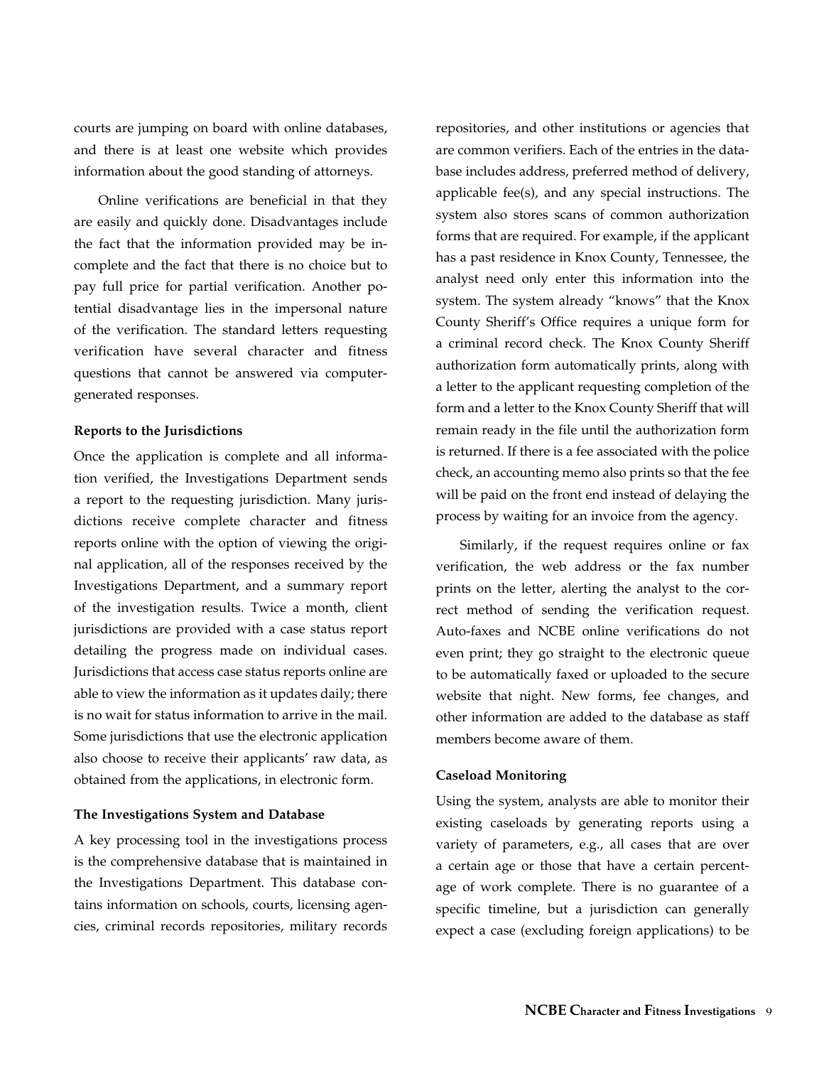courts are jumping on board with online databases, and there is at least one website which provides information about the good standing of attorneys.

Online verifications are beneficial in that they are easily and quickly done. Disadvantages include the fact that the information provided may be incomplete and the fact that there is no choice but to pay full price for partial verification. Another potential disadvantage lies in the impersonal nature of the verification. The standard letters requesting verification have several character and fitness questions that cannot be answered via computer-generated responses.

**Reports to the Jurisdictions**

Once the application is complete and all information verified, the Investigations Department sends a report to the requesting jurisdiction. Many jurisdictions receive complete character and fitness reports online with the option of viewing the original application, all of the responses received by the Investigations Department, and a summary report of the investigation results. Twice a month, client jurisdictions are provided with a case status report detailing the progress made on individual cases. Jurisdictions that access case status reports online are able to view the information as it updates daily; there is no wait for status information to arrive in the mail. Some jurisdictions that use the electronic application also choose to receive their applicants' raw data, as obtained from the applications, in electronic form.

**The Investigations System and Database**

A key processing tool in the investigations process is the comprehensive database that is maintained in the Investigations Department. This database contains information on schools, courts, licensing agencies, criminal records repositories, military records repositories, and other institutions or agencies that are common verifiers. Each of the entries in the database includes address, preferred method of delivery, applicable fee(s), and any special instructions. The system also stores scans of common authorization forms that are required. For example, if the applicant has a past residence in Knox County, Tennessee, the analyst need only enter this information into the system. The system already "knows" that the Knox County Sheriff's Office requires a unique form for a criminal record check. The Knox County Sheriff authorization form automatically prints, along with a letter to the applicant requesting completion of the form and a letter to the Knox County Sheriff that will remain ready in the file until the authorization form is returned. If there is a fee associated with the police check, an accounting memo also prints so that the fee will be paid on the front end instead of delaying the process by waiting for an invoice from the agency.

Similarly, if the request requires online or fax verification, the web address or the fax number prints on the letter, alerting the analyst to the correct method of sending the verification request. Auto-faxes and NCBE online verifications do not even print; they go straight to the electronic queue to be automatically faxed or uploaded to the secure website that night. New forms, fee changes, and other information are added to the database as staff members become aware of them.

**Caseload Monitoring**

Using the system, analysts are able to monitor their existing caseloads by generating reports using a variety of parameters, e.g., all cases that are over a certain age or those that have a certain percentage of work complete. There is no guarantee of a specific timeline, but a jurisdiction can generally expect a case (excluding foreign applications) to be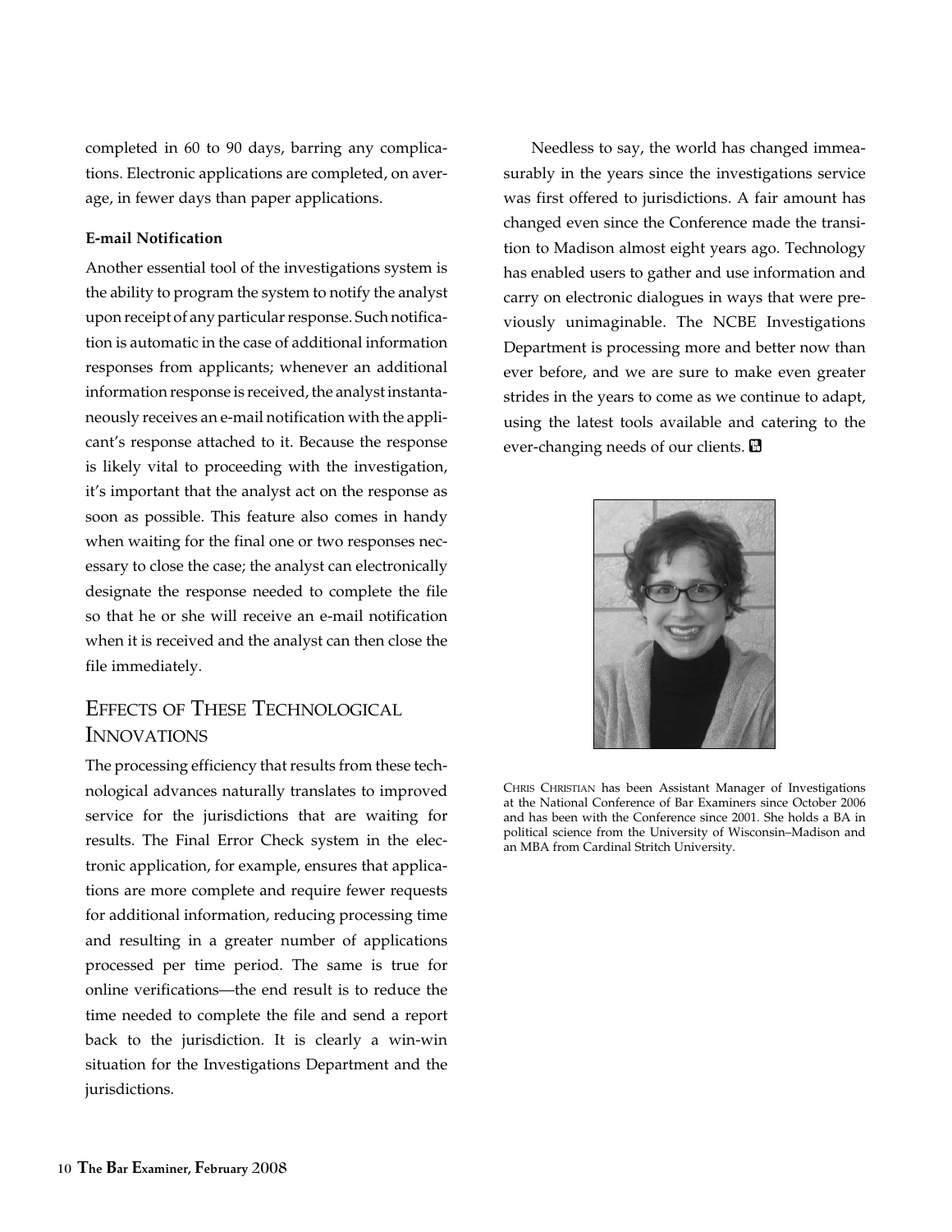completed in 60 to 90 days, barring any complications. Electronic applications are completed, on average, in fewer days than paper applications.

**E-mail Notification**

Another essential tool of the investigations system is the ability to program the system to notify the analyst upon receipt of any particular response. Such notification is automatic in the case of additional information responses from applicants; whenever an additional information response is received, the analyst instantaneously receives an e-mail notification with the applicant's response attached to it. Because the response is likely vital to proceeding with the investigation, it's important that the analyst act on the response as soon as possible. This feature also comes in handy when waiting for the final one or two responses necessary to close the case; the analyst can electronically designate the response needed to complete the file so that he or she will receive an e-mail notification when it is received and the analyst can then close the file immediately.

## Effects of These Technological Innovations

The processing efficiency that results from these technological advances naturally translates to improved service for the jurisdictions that are waiting for results. The Final Error Check system in the electronic application, for example, ensures that applications are more complete and require fewer requests for additional information, reducing processing time and resulting in a greater number of applications processed per time period. The same is true for online verifications—the end result is to reduce the time needed to complete the file and send a report back to the jurisdiction. It is clearly a win-win situation for the Investigations Department and the jurisdictions.

Needless to say, the world has changed immeasurably in the years since the investigations service was first offered to jurisdictions. A fair amount has changed even since the Conference made the transition to Madison almost eight years ago. Technology has enabled users to gather and use information and carry on electronic dialogues in ways that were previously unimaginable. The NCBE Investigations Department is processing more and better now than ever before, and we are sure to make even greater strides in the years to come as we continue to adapt, using the latest tools available and catering to the ever-changing needs of our clients.

Chris Christian has been Assistant Manager of Investigations at the National Conference of Bar Examiners since October 2006 and has been with the Conference since 2001. She holds a BA in political science from the University of Wisconsin–Madison and an MBA from Cardinal Stritch University.